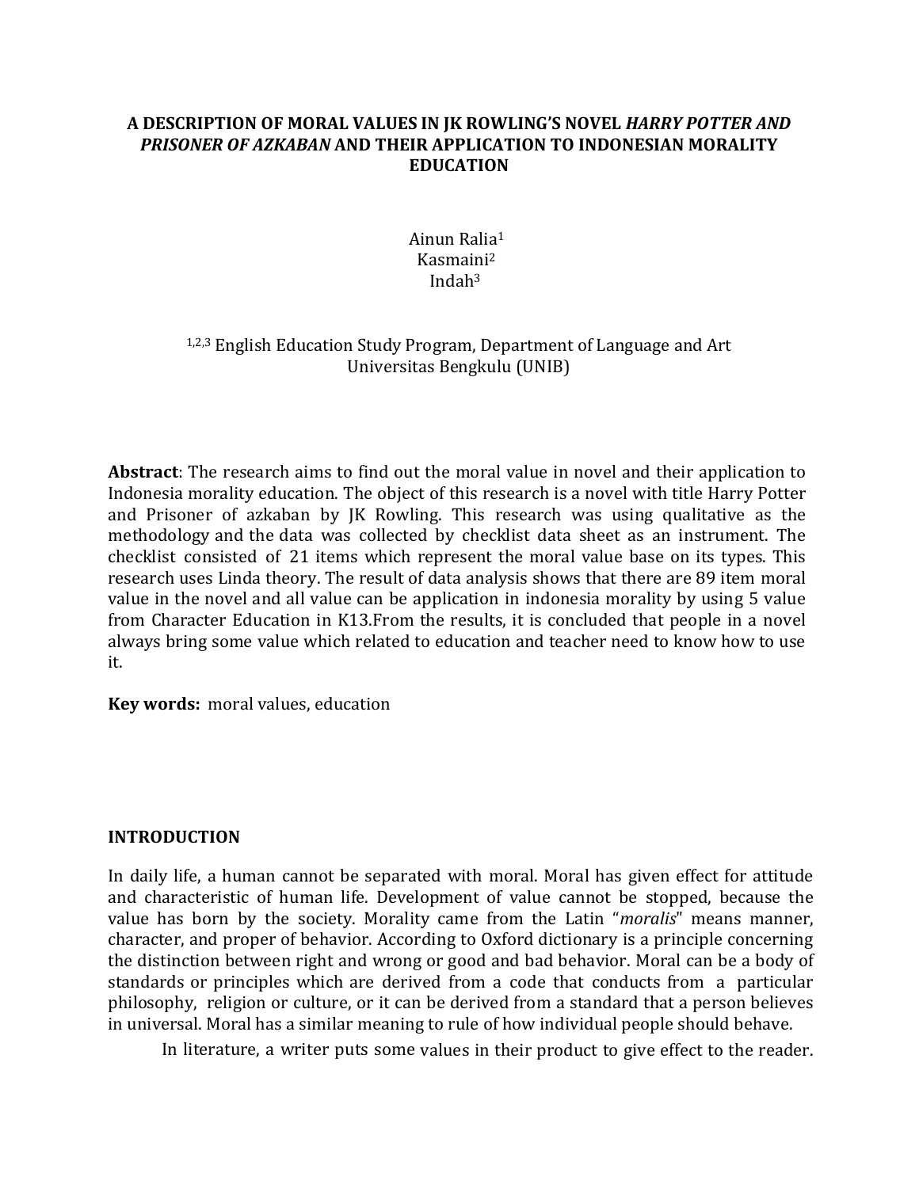# A DESCRIPTION OF MORAL VALUES IN JK ROWLING'S NOVEL *HARRY POTTER AND PRISONER OF AZKABAN* AND THEIR APPLICATION TO INDONESIAN MORALITY EDUCATION

Ainun Ralia[1]
Kasmaini[2]
Indah[3]

[1,2,3] English Education Study Program, Department of Language and Art
Universitas Bengkulu (UNIB)

**Abstract**: The research aims to find out the moral value in novel and their application to Indonesia morality education. The object of this research is a novel with title Harry Potter and Prisoner of azkaban by JK Rowling. This research was using qualitative as the methodology and the data was collected by checklist data sheet as an instrument. The checklist consisted of 21 items which represent the moral value base on its types. This research uses Linda theory. The result of data analysis shows that there are 89 item moral value in the novel and all value can be application in indonesia morality by using 5 value from Character Education in K13.From the results, it is concluded that people in a novel always bring some value which related to education and teacher need to know how to use it.

**Key words:** moral values, education

## INTRODUCTION

In daily life, a human cannot be separated with moral. Moral has given effect for attitude and characteristic of human life. Development of value cannot be stopped, because the value has born by the society. Morality came from the Latin "*moralis*" means manner, character, and proper of behavior. According to Oxford dictionary is a principle concerning the distinction between right and wrong or good and bad behavior. Moral can be a body of standards or principles which are derived from a code that conducts from a particular philosophy, religion or culture, or it can be derived from a standard that a person believes in universal. Moral has a similar meaning to rule of how individual people should behave.

In literature, a writer puts some values in their product to give effect to the reader.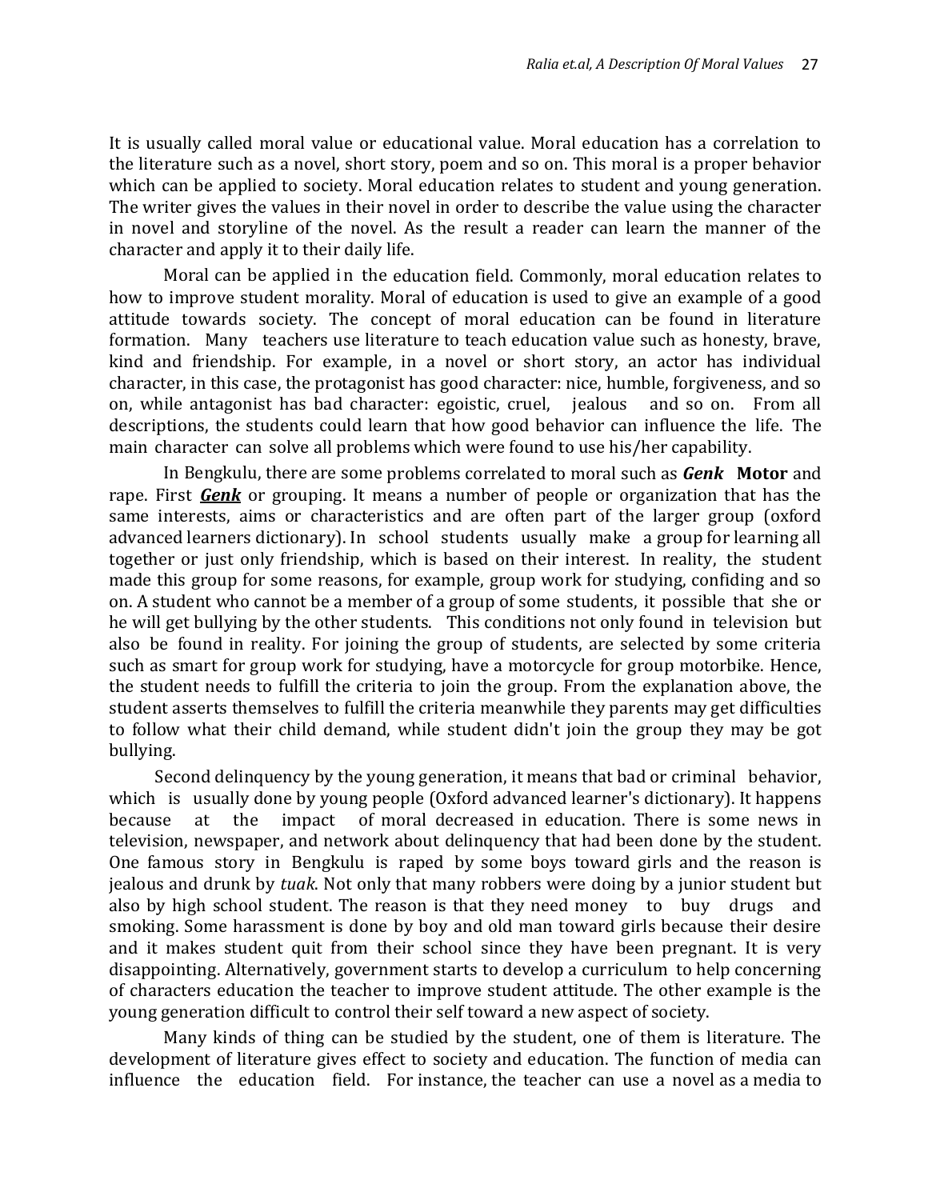It is usually called moral value or educational value. Moral education has a correlation to the literature such as a novel, short story, poem and so on. This moral is a proper behavior which can be applied to society. Moral education relates to student and young generation. The writer gives the values in their novel in order to describe the value using the character in novel and storyline of the novel. As the result a reader can learn the manner of the character and apply it to their daily life.

Moral can be applied in the education field. Commonly, moral education relates to how to improve student morality. Moral of education is used to give an example of a good attitude towards society. The concept of moral education can be found in literature formation. Many teachers use literature to teach education value such as honesty, brave, kind and friendship. For example, in a novel or short story, an actor has individual character, in this case, the protagonist has good character: nice, humble, forgiveness, and so on, while antagonist has bad character: egoistic, cruel, jealous and so on. From all descriptions, the students could learn that how good behavior can influence the life. The main character can solve all problems which were found to use his/her capability.

In Bengkulu, there are some problems correlated to moral such as ***Genk*** **Motor** and rape. First ***Genk*** or grouping. It means a number of people or organization that has the same interests, aims or characteristics and are often part of the larger group (oxford advanced learners dictionary). In school students usually make a group for learning all together or just only friendship, which is based on their interest. In reality, the student made this group for some reasons, for example, group work for studying, confiding and so on. A student who cannot be a member of a group of some students, it possible that she or he will get bullying by the other students. This conditions not only found in television but also be found in reality. For joining the group of students, are selected by some criteria such as smart for group work for studying, have a motorcycle for group motorbike. Hence, the student needs to fulfill the criteria to join the group. From the explanation above, the student asserts themselves to fulfill the criteria meanwhile they parents may get difficulties to follow what their child demand, while student didn't join the group they may be got bullying.

Second delinquency by the young generation, it means that bad or criminal behavior, which is usually done by young people (Oxford advanced learner's dictionary). It happens because at the impact of moral decreased in education. There is some news in television, newspaper, and network about delinquency that had been done by the student. One famous story in Bengkulu is raped by some boys toward girls and the reason is jealous and drunk by *tuak*. Not only that many robbers were doing by a junior student but also by high school student. The reason is that they need money to buy drugs and smoking. Some harassment is done by boy and old man toward girls because their desire and it makes student quit from their school since they have been pregnant. It is very disappointing. Alternatively, government starts to develop a curriculum to help concerning of characters education the teacher to improve student attitude. The other example is the young generation difficult to control their self toward a new aspect of society.

Many kinds of thing can be studied by the student, one of them is literature. The development of literature gives effect to society and education. The function of media can influence the education field. For instance, the teacher can use a novel as a media to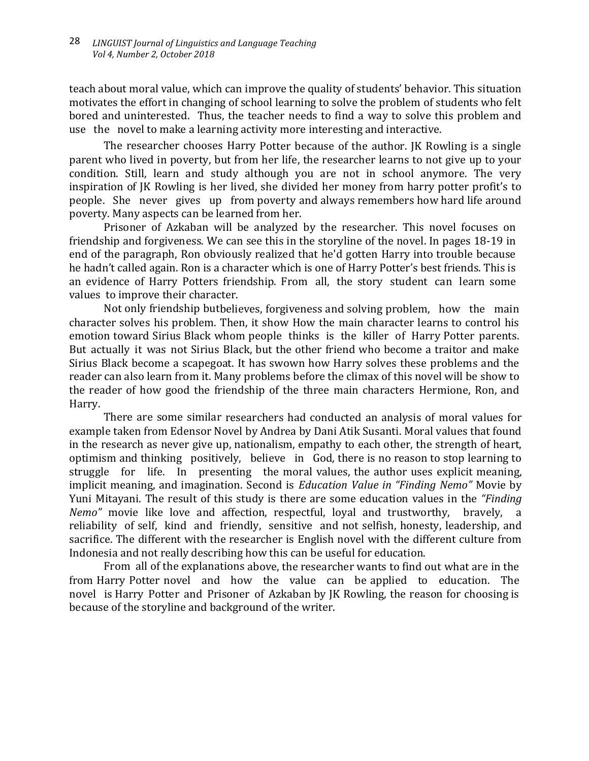teach about moral value, which can improve the quality of students' behavior. This situation motivates the effort in changing of school learning to solve the problem of students who felt bored and uninterested. Thus, the teacher needs to find a way to solve this problem and use the novel to make a learning activity more interesting and interactive.

The researcher chooses Harry Potter because of the author. JK Rowling is a single parent who lived in poverty, but from her life, the researcher learns to not give up to your condition. Still, learn and study although you are not in school anymore. The very inspiration of JK Rowling is her lived, she divided her money from harry potter profit's to people. She never gives up from poverty and always remembers how hard life around poverty. Many aspects can be learned from her.

Prisoner of Azkaban will be analyzed by the researcher. This novel focuses on friendship and forgiveness. We can see this in the storyline of the novel. In pages 18-19 in end of the paragraph, Ron obviously realized that he'd gotten Harry into trouble because he hadn't called again. Ron is a character which is one of Harry Potter's best friends. This is an evidence of Harry Potters friendship. From all, the story student can learn some values to improve their character.

Not only friendship butbelieves, forgiveness and solving problem, how the main character solves his problem. Then, it show How the main character learns to control his emotion toward Sirius Black whom people thinks is the killer of Harry Potter parents. But actually it was not Sirius Black, but the other friend who become a traitor and make Sirius Black become a scapegoat. It has swown how Harry solves these problems and the reader can also learn from it. Many problems before the climax of this novel will be show to the reader of how good the friendship of the three main characters Hermione, Ron, and Harry.

There are some similar researchers had conducted an analysis of moral values for example taken from Edensor Novel by Andrea by Dani Atik Susanti. Moral values that found in the research as never give up, nationalism, empathy to each other, the strength of heart, optimism and thinking positively, believe in God, there is no reason to stop learning to struggle for life. In presenting the moral values, the author uses explicit meaning, implicit meaning, and imagination. Second is *Education Value in "Finding Nemo"* Movie by Yuni Mitayani. The result of this study is there are some education values in the *"Finding Nemo"* movie like love and affection, respectful, loyal and trustworthy, bravely, a reliability of self, kind and friendly, sensitive and not selfish, honesty, leadership, and sacrifice. The different with the researcher is English novel with the different culture from Indonesia and not really describing how this can be useful for education.

From all of the explanations above, the researcher wants to find out what are in the from Harry Potter novel and how the value can be applied to education. The novel is Harry Potter and Prisoner of Azkaban by JK Rowling, the reason for choosing is because of the storyline and background of the writer.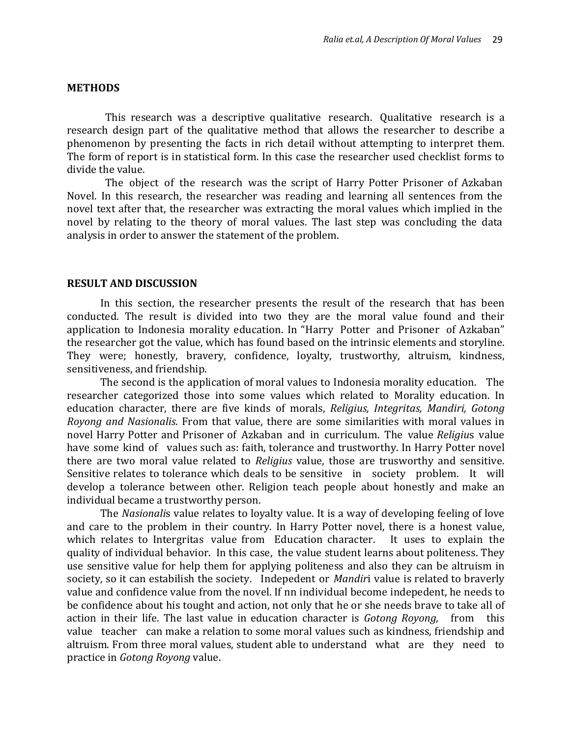## METHODS

This research was a descriptive qualitative research. Qualitative research is a research design part of the qualitative method that allows the researcher to describe a phenomenon by presenting the facts in rich detail without attempting to interpret them. The form of report is in statistical form. In this case the researcher used checklist forms to divide the value.

The object of the research was the script of Harry Potter Prisoner of Azkaban Novel. In this research, the researcher was reading and learning all sentences from the novel text after that, the researcher was extracting the moral values which implied in the novel by relating to the theory of moral values. The last step was concluding the data analysis in order to answer the statement of the problem.

## RESULT AND DISCUSSION

In this section, the researcher presents the result of the research that has been conducted. The result is divided into two they are the moral value found and their application to Indonesia morality education. In "Harry Potter and Prisoner of Azkaban" the researcher got the value, which has found based on the intrinsic elements and storyline. They were; honestly, bravery, confidence, loyalty, trustworthy, altruism, kindness, sensitiveness, and friendship.

The second is the application of moral values to Indonesia morality education. The researcher categorized those into some values which related to Morality education. In education character, there are five kinds of morals, *Religius, Integritas, Mandiri, Gotong Royong and Nasionalis*. From that value, there are some similarities with moral values in novel Harry Potter and Prisoner of Azkaban and in curriculum. The value *Religius* value have some kind of values such as: faith, tolerance and trustworthy. In Harry Potter novel there are two moral value related to *Religius* value, those are trusworthy and sensitive. Sensitive relates to tolerance which deals to be sensitive in society problem. It will develop a tolerance between other. Religion teach people about honestly and make an individual became a trustworthy person.

The *Nasionalis* value relates to loyalty value. It is a way of developing feeling of love and care to the problem in their country. In Harry Potter novel, there is a honest value, which relates to Intergritas value from Education character. It uses to explain the quality of individual behavior. In this case, the value student learns about politeness. They use sensitive value for help them for applying politeness and also they can be altruism in society, so it can estabilish the society. Indepedent or *Mandiri* value is related to braverly value and confidence value from the novel. If nn individual become indepedent, he needs to be confidence about his tought and action, not only that he or she needs brave to take all of action in their life. The last value in education character is *Gotong Royong*, from this value teacher can make a relation to some moral values such as kindness, friendship and altruism. From three moral values, student able to understand what are they need to practice in *Gotong Royong* value.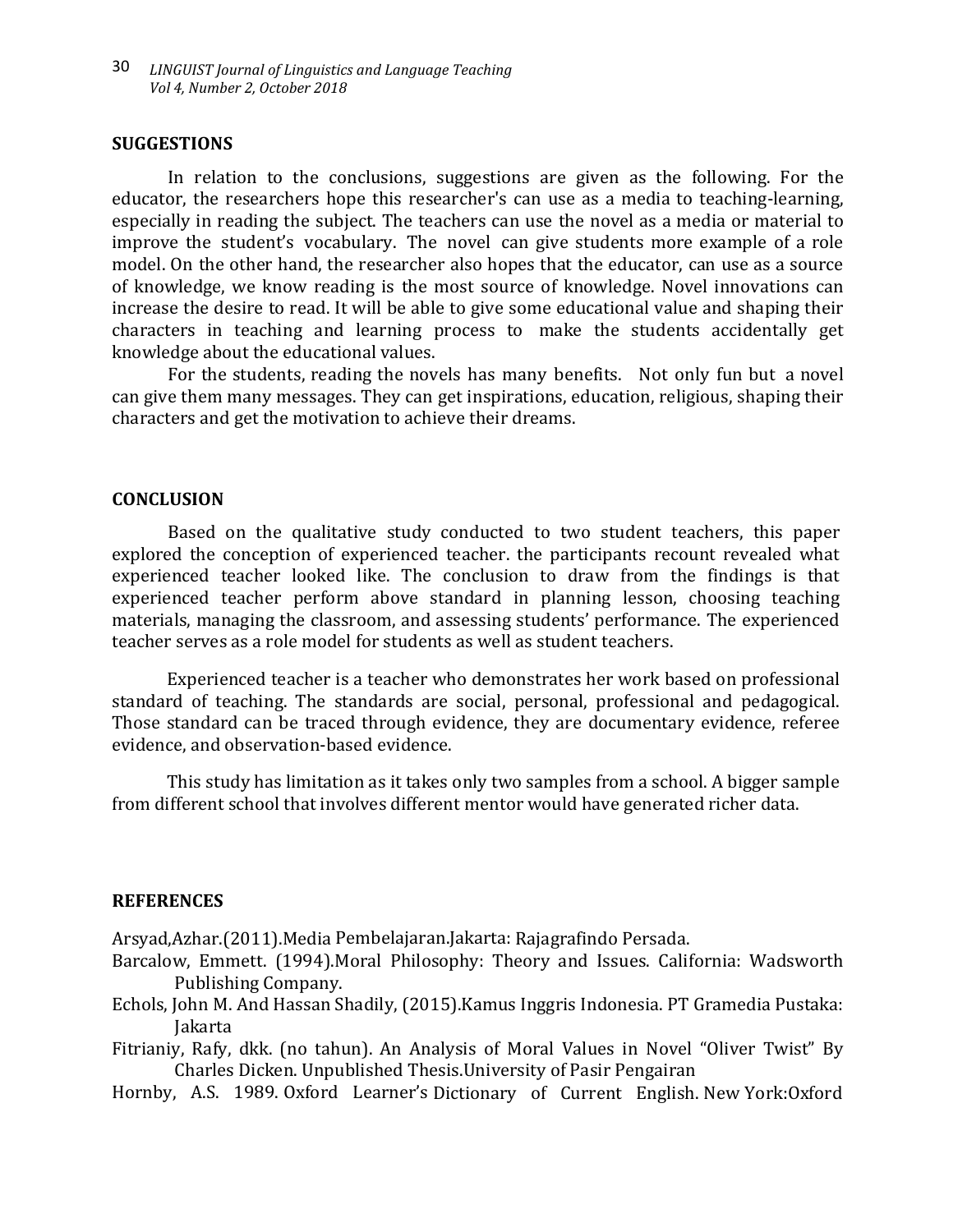## SUGGESTIONS

In relation to the conclusions, suggestions are given as the following. For the educator, the researchers hope this researcher's can use as a media to teaching-learning, especially in reading the subject. The teachers can use the novel as a media or material to improve the student's vocabulary. The novel can give students more example of a role model. On the other hand, the researcher also hopes that the educator, can use as a source of knowledge, we know reading is the most source of knowledge. Novel innovations can increase the desire to read. It will be able to give some educational value and shaping their characters in teaching and learning process to make the students accidentally get knowledge about the educational values.

For the students, reading the novels has many benefits. Not only fun but a novel can give them many messages. They can get inspirations, education, religious, shaping their characters and get the motivation to achieve their dreams.

## CONCLUSION

Based on the qualitative study conducted to two student teachers, this paper explored the conception of experienced teacher. the participants recount revealed what experienced teacher looked like. The conclusion to draw from the findings is that experienced teacher perform above standard in planning lesson, choosing teaching materials, managing the classroom, and assessing students' performance. The experienced teacher serves as a role model for students as well as student teachers.

Experienced teacher is a teacher who demonstrates her work based on professional standard of teaching. The standards are social, personal, professional and pedagogical. Those standard can be traced through evidence, they are documentary evidence, referee evidence, and observation-based evidence.

This study has limitation as it takes only two samples from a school. A bigger sample from different school that involves different mentor would have generated richer data.

## REFERENCES

Arsyad,Azhar.(2011).Media Pembelajaran.Jakarta: Rajagrafindo Persada.

Barcalow, Emmett. (1994).Moral Philosophy: Theory and Issues. California: Wadsworth Publishing Company.

Echols, John M. And Hassan Shadily, (2015).Kamus Inggris Indonesia. PT Gramedia Pustaka: Jakarta

Fitrianiy, Rafy, dkk. (no tahun). An Analysis of Moral Values in Novel "Oliver Twist" By Charles Dicken. Unpublished Thesis.University of Pasir Pengairan

Hornby, A.S. 1989. Oxford Learner's Dictionary of Current English. New York:Oxford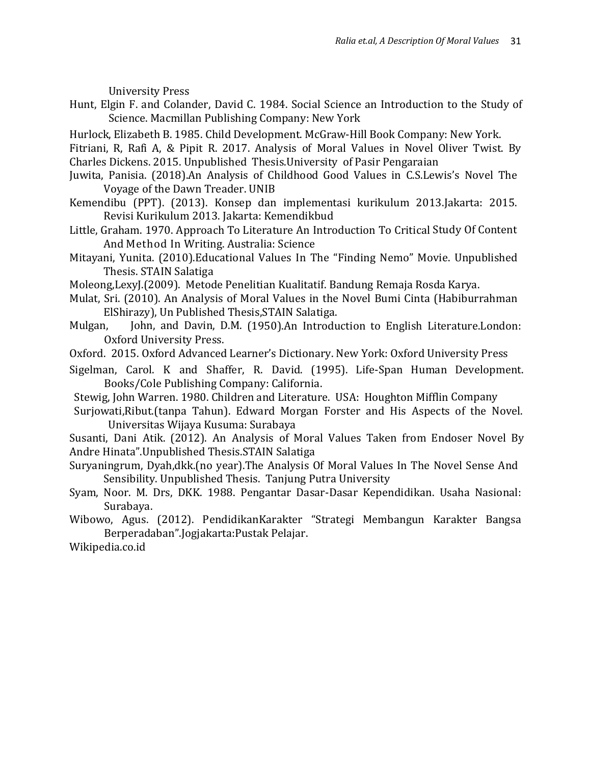University Press

Hunt, Elgin F. and Colander, David C. 1984. Social Science an Introduction to the Study of Science. Macmillan Publishing Company: New York

Hurlock, Elizabeth B. 1985. Child Development. McGraw-Hill Book Company: New York.

Fitriani, R, Rafi A, & Pipit R. 2017. Analysis of Moral Values in Novel Oliver Twist. By Charles Dickens. 2015. Unpublished Thesis.University of Pasir Pengaraian

Juwita, Panisia. (2018).An Analysis of Childhood Good Values in C.S.Lewis's Novel The Voyage of the Dawn Treader. UNIB

Kemendibu (PPT). (2013). Konsep dan implementasi kurikulum 2013.Jakarta: 2015. Revisi Kurikulum 2013. Jakarta: Kemendikbud

Little, Graham. 1970. Approach To Literature An Introduction To Critical Study Of Content And Method In Writing. Australia: Science

Mitayani, Yunita. (2010).Educational Values In The "Finding Nemo" Movie. Unpublished Thesis. STAIN Salatiga

Moleong,LexyJ.(2009). Metode Penelitian Kualitatif. Bandung Remaja Rosda Karya.

Mulat, Sri. (2010). An Analysis of Moral Values in the Novel Bumi Cinta (Habiburrahman ElShirazy), Un Published Thesis,STAIN Salatiga.

Mulgan, John, and Davin, D.M. (1950).An Introduction to English Literature.London: Oxford University Press.

Oxford. 2015. Oxford Advanced Learner's Dictionary. New York: Oxford University Press

Sigelman, Carol. K and Shaffer, R. David. (1995). Life-Span Human Development. Books/Cole Publishing Company: California.

Stewig, John Warren. 1980. Children and Literature. USA: Houghton Mifflin Company

Surjowati,Ribut.(tanpa Tahun). Edward Morgan Forster and His Aspects of the Novel. Universitas Wijaya Kusuma: Surabaya

Susanti, Dani Atik. (2012). An Analysis of Moral Values Taken from Endoser Novel By Andre Hinata".Unpublished Thesis.STAIN Salatiga

Suryaningrum, Dyah,dkk.(no year).The Analysis Of Moral Values In The Novel Sense And Sensibility. Unpublished Thesis. Tanjung Putra University

Syam, Noor. M. Drs, DKK. 1988. Pengantar Dasar-Dasar Kependidikan. Usaha Nasional: Surabaya.

Wibowo, Agus. (2012). PendidikanKarakter "Strategi Membangun Karakter Bangsa Berperadaban".Jogjakarta:Pustak Pelajar.

Wikipedia.co.id